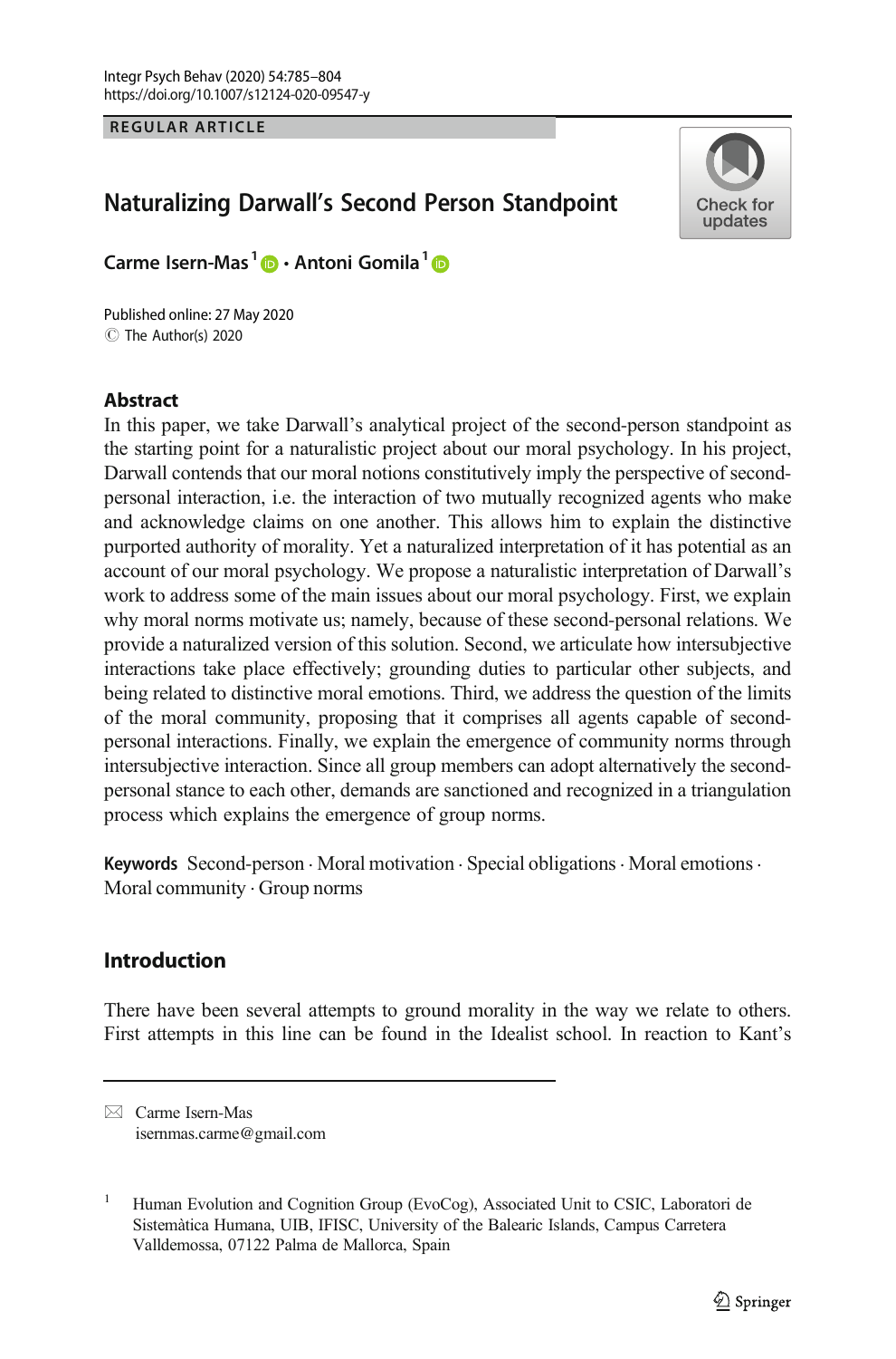REGULAR ARTICLE

# Naturalizing Darwall's Second Person Standpoint

Carme Isern-Mas [1] · Antoni Gomila [1]

Published online: 27 May 2020
© The Author(s) 2020

## Abstract

In this paper, we take Darwall's analytical project of the second-person standpoint as the starting point for a naturalistic project about our moral psychology. In his project, Darwall contends that our moral notions constitutively imply the perspective of second-personal interaction, i.e. the interaction of two mutually recognized agents who make and acknowledge claims on one another. This allows him to explain the distinctive purported authority of morality. Yet a naturalized interpretation of it has potential as an account of our moral psychology. We propose a naturalistic interpretation of Darwall's work to address some of the main issues about our moral psychology. First, we explain why moral norms motivate us; namely, because of these second-personal relations. We provide a naturalized version of this solution. Second, we articulate how intersubjective interactions take place effectively; grounding duties to particular other subjects, and being related to distinctive moral emotions. Third, we address the question of the limits of the moral community, proposing that it comprises all agents capable of second-personal interactions. Finally, we explain the emergence of community norms through intersubjective interaction. Since all group members can adopt alternatively the second-personal stance to each other, demands are sanctioned and recognized in a triangulation process which explains the emergence of group norms.

**Keywords** Second-person · Moral motivation · Special obligations · Moral emotions · Moral community · Group norms

## Introduction

There have been several attempts to ground morality in the way we relate to others. First attempts in this line can be found in the Idealist school. In reaction to Kant's

---

✉ Carme Isern-Mas
isernmas.carme@gmail.com

[1] Human Evolution and Cognition Group (EvoCog), Associated Unit to CSIC, Laboratori de Sistemàtica Humana, UIB, IFISC, University of the Balearic Islands, Campus Carretera Valldemossa, 07122 Palma de Mallorca, Spain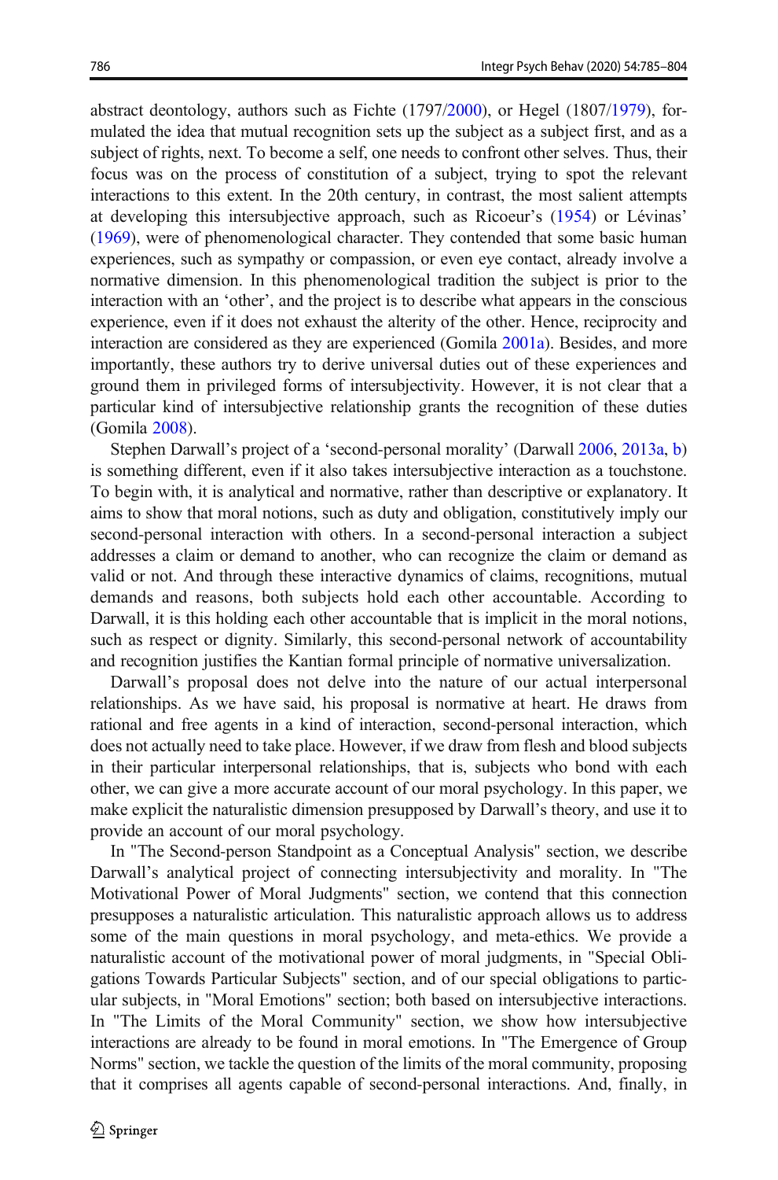abstract deontology, authors such as Fichte (1797/2000), or Hegel (1807/1979), formulated the idea that mutual recognition sets up the subject as a subject first, and as a subject of rights, next. To become a self, one needs to confront other selves. Thus, their focus was on the process of constitution of a subject, trying to spot the relevant interactions to this extent. In the 20th century, in contrast, the most salient attempts at developing this intersubjective approach, such as Ricoeur's (1954) or Lévinas' (1969), were of phenomenological character. They contended that some basic human experiences, such as sympathy or compassion, or even eye contact, already involve a normative dimension. In this phenomenological tradition the subject is prior to the interaction with an 'other', and the project is to describe what appears in the conscious experience, even if it does not exhaust the alterity of the other. Hence, reciprocity and interaction are considered as they are experienced (Gomila 2001a). Besides, and more importantly, these authors try to derive universal duties out of these experiences and ground them in privileged forms of intersubjectivity. However, it is not clear that a particular kind of intersubjective relationship grants the recognition of these duties (Gomila 2008).

Stephen Darwall's project of a 'second-personal morality' (Darwall 2006, 2013a, b) is something different, even if it also takes intersubjective interaction as a touchstone. To begin with, it is analytical and normative, rather than descriptive or explanatory. It aims to show that moral notions, such as duty and obligation, constitutively imply our second-personal interaction with others. In a second-personal interaction a subject addresses a claim or demand to another, who can recognize the claim or demand as valid or not. And through these interactive dynamics of claims, recognitions, mutual demands and reasons, both subjects hold each other accountable. According to Darwall, it is this holding each other accountable that is implicit in the moral notions, such as respect or dignity. Similarly, this second-personal network of accountability and recognition justifies the Kantian formal principle of normative universalization.

Darwall's proposal does not delve into the nature of our actual interpersonal relationships. As we have said, his proposal is normative at heart. He draws from rational and free agents in a kind of interaction, second-personal interaction, which does not actually need to take place. However, if we draw from flesh and blood subjects in their particular interpersonal relationships, that is, subjects who bond with each other, we can give a more accurate account of our moral psychology. In this paper, we make explicit the naturalistic dimension presupposed by Darwall's theory, and use it to provide an account of our moral psychology.

In "The Second-person Standpoint as a Conceptual Analysis" section, we describe Darwall's analytical project of connecting intersubjectivity and morality. In "The Motivational Power of Moral Judgments" section, we contend that this connection presupposes a naturalistic articulation. This naturalistic approach allows us to address some of the main questions in moral psychology, and meta-ethics. We provide a naturalistic account of the motivational power of moral judgments, in "Special Obligations Towards Particular Subjects" section, and of our special obligations to particular subjects, in "Moral Emotions" section; both based on intersubjective interactions. In "The Limits of the Moral Community" section, we show how intersubjective interactions are already to be found in moral emotions. In "The Emergence of Group Norms" section, we tackle the question of the limits of the moral community, proposing that it comprises all agents capable of second-personal interactions. And, finally, in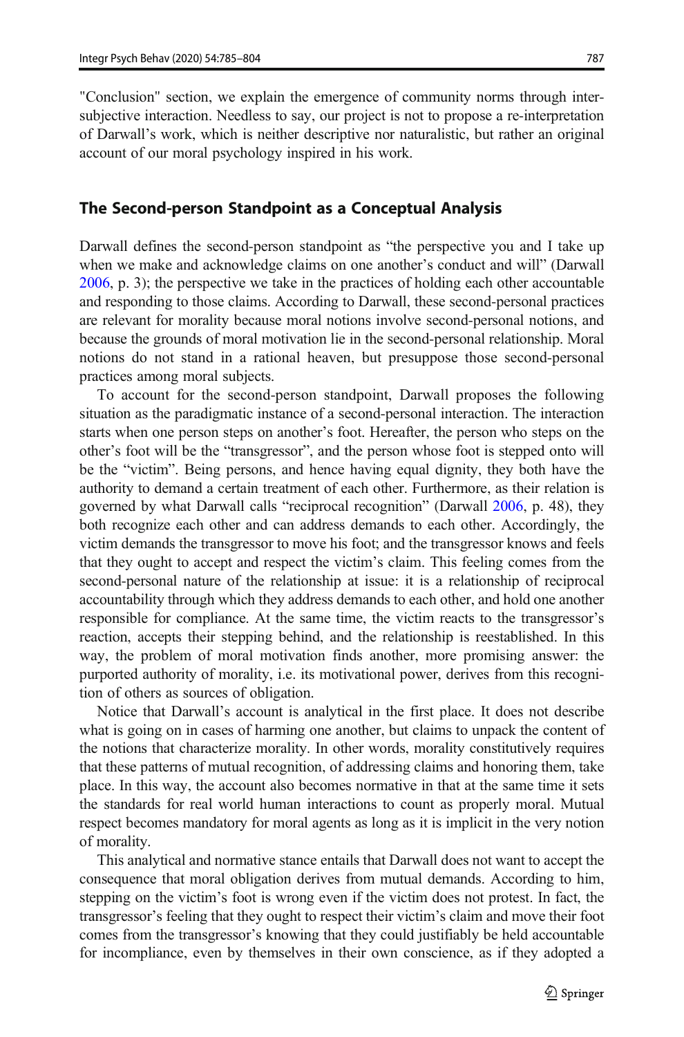"Conclusion" section, we explain the emergence of community norms through inter-subjective interaction. Needless to say, our project is not to propose a re-interpretation of Darwall's work, which is neither descriptive nor naturalistic, but rather an original account of our moral psychology inspired in his work.

## The Second-person Standpoint as a Conceptual Analysis

Darwall defines the second-person standpoint as "the perspective you and I take up when we make and acknowledge claims on one another's conduct and will" (Darwall 2006, p. 3); the perspective we take in the practices of holding each other accountable and responding to those claims. According to Darwall, these second-personal practices are relevant for morality because moral notions involve second-personal notions, and because the grounds of moral motivation lie in the second-personal relationship. Moral notions do not stand in a rational heaven, but presuppose those second-personal practices among moral subjects.

To account for the second-person standpoint, Darwall proposes the following situation as the paradigmatic instance of a second-personal interaction. The interaction starts when one person steps on another's foot. Hereafter, the person who steps on the other's foot will be the "transgressor", and the person whose foot is stepped onto will be the "victim". Being persons, and hence having equal dignity, they both have the authority to demand a certain treatment of each other. Furthermore, as their relation is governed by what Darwall calls "reciprocal recognition" (Darwall 2006, p. 48), they both recognize each other and can address demands to each other. Accordingly, the victim demands the transgressor to move his foot; and the transgressor knows and feels that they ought to accept and respect the victim's claim. This feeling comes from the second-personal nature of the relationship at issue: it is a relationship of reciprocal accountability through which they address demands to each other, and hold one another responsible for compliance. At the same time, the victim reacts to the transgressor's reaction, accepts their stepping behind, and the relationship is reestablished. In this way, the problem of moral motivation finds another, more promising answer: the purported authority of morality, i.e. its motivational power, derives from this recognition of others as sources of obligation.

Notice that Darwall's account is analytical in the first place. It does not describe what is going on in cases of harming one another, but claims to unpack the content of the notions that characterize morality. In other words, morality constitutively requires that these patterns of mutual recognition, of addressing claims and honoring them, take place. In this way, the account also becomes normative in that at the same time it sets the standards for real world human interactions to count as properly moral. Mutual respect becomes mandatory for moral agents as long as it is implicit in the very notion of morality.

This analytical and normative stance entails that Darwall does not want to accept the consequence that moral obligation derives from mutual demands. According to him, stepping on the victim's foot is wrong even if the victim does not protest. In fact, the transgressor's feeling that they ought to respect their victim's claim and move their foot comes from the transgressor's knowing that they could justifiably be held accountable for incompliance, even by themselves in their own conscience, as if they adopted a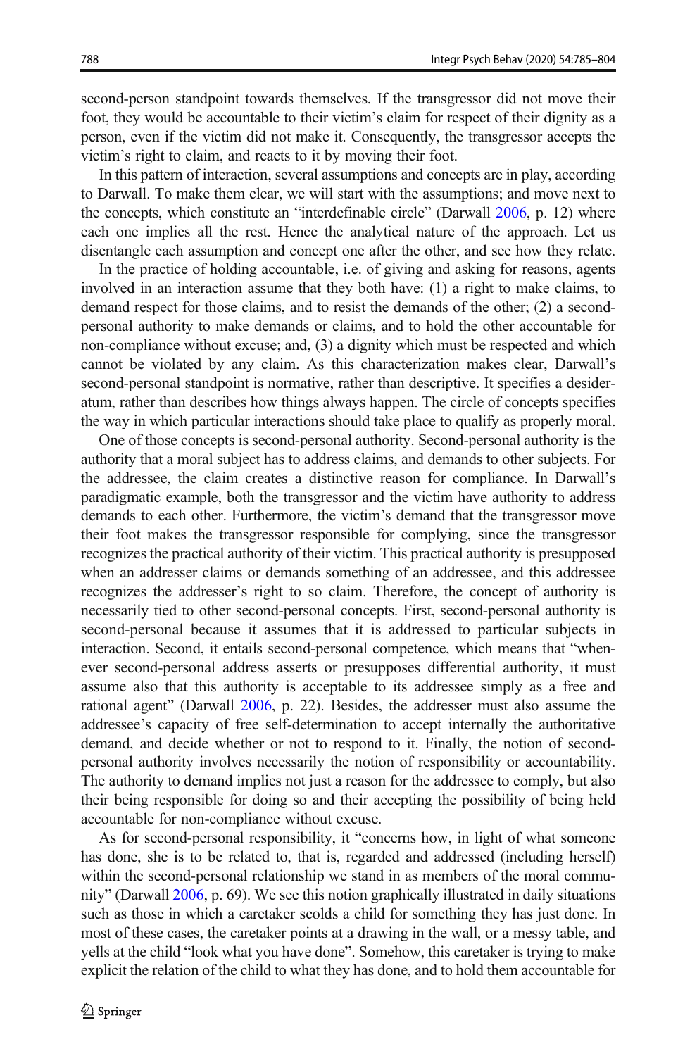second-person standpoint towards themselves. If the transgressor did not move their foot, they would be accountable to their victim's claim for respect of their dignity as a person, even if the victim did not make it. Consequently, the transgressor accepts the victim's right to claim, and reacts to it by moving their foot.

In this pattern of interaction, several assumptions and concepts are in play, according to Darwall. To make them clear, we will start with the assumptions; and move next to the concepts, which constitute an "interdefinable circle" (Darwall 2006, p. 12) where each one implies all the rest. Hence the analytical nature of the approach. Let us disentangle each assumption and concept one after the other, and see how they relate.

In the practice of holding accountable, i.e. of giving and asking for reasons, agents involved in an interaction assume that they both have: (1) a right to make claims, to demand respect for those claims, and to resist the demands of the other; (2) a second-personal authority to make demands or claims, and to hold the other accountable for non-compliance without excuse; and, (3) a dignity which must be respected and which cannot be violated by any claim. As this characterization makes clear, Darwall's second-personal standpoint is normative, rather than descriptive. It specifies a desideratum, rather than describes how things always happen. The circle of concepts specifies the way in which particular interactions should take place to qualify as properly moral.

One of those concepts is second-personal authority. Second-personal authority is the authority that a moral subject has to address claims, and demands to other subjects. For the addressee, the claim creates a distinctive reason for compliance. In Darwall's paradigmatic example, both the transgressor and the victim have authority to address demands to each other. Furthermore, the victim's demand that the transgressor move their foot makes the transgressor responsible for complying, since the transgressor recognizes the practical authority of their victim. This practical authority is presupposed when an addresser claims or demands something of an addressee, and this addressee recognizes the addresser's right to so claim. Therefore, the concept of authority is necessarily tied to other second-personal concepts. First, second-personal authority is second-personal because it assumes that it is addressed to particular subjects in interaction. Second, it entails second-personal competence, which means that "whenever second-personal address asserts or presupposes differential authority, it must assume also that this authority is acceptable to its addressee simply as a free and rational agent" (Darwall 2006, p. 22). Besides, the addresser must also assume the addressee's capacity of free self-determination to accept internally the authoritative demand, and decide whether or not to respond to it. Finally, the notion of second-personal authority involves necessarily the notion of responsibility or accountability. The authority to demand implies not just a reason for the addressee to comply, but also their being responsible for doing so and their accepting the possibility of being held accountable for non-compliance without excuse.

As for second-personal responsibility, it "concerns how, in light of what someone has done, she is to be related to, that is, regarded and addressed (including herself) within the second-personal relationship we stand in as members of the moral community" (Darwall 2006, p. 69). We see this notion graphically illustrated in daily situations such as those in which a caretaker scolds a child for something they has just done. In most of these cases, the caretaker points at a drawing in the wall, or a messy table, and yells at the child "look what you have done". Somehow, this caretaker is trying to make explicit the relation of the child to what they has done, and to hold them accountable for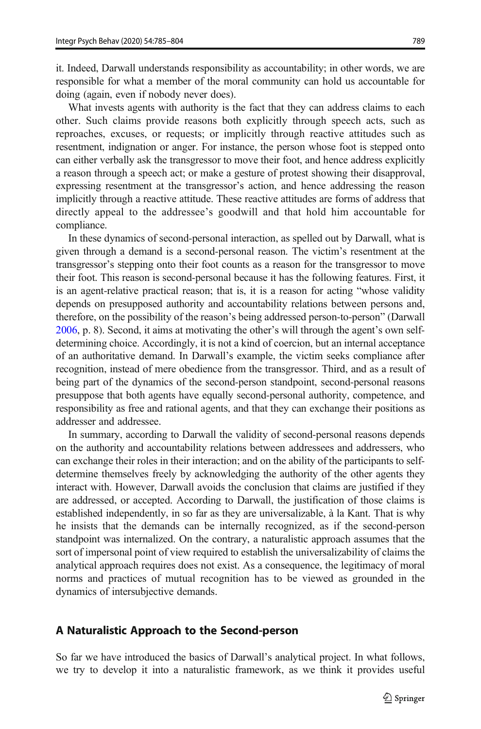it. Indeed, Darwall understands responsibility as accountability; in other words, we are responsible for what a member of the moral community can hold us accountable for doing (again, even if nobody never does).

What invests agents with authority is the fact that they can address claims to each other. Such claims provide reasons both explicitly through speech acts, such as reproaches, excuses, or requests; or implicitly through reactive attitudes such as resentment, indignation or anger. For instance, the person whose foot is stepped onto can either verbally ask the transgressor to move their foot, and hence address explicitly a reason through a speech act; or make a gesture of protest showing their disapproval, expressing resentment at the transgressor's action, and hence addressing the reason implicitly through a reactive attitude. These reactive attitudes are forms of address that directly appeal to the addressee's goodwill and that hold him accountable for compliance.

In these dynamics of second-personal interaction, as spelled out by Darwall, what is given through a demand is a second-personal reason. The victim's resentment at the transgressor's stepping onto their foot counts as a reason for the transgressor to move their foot. This reason is second-personal because it has the following features. First, it is an agent-relative practical reason; that is, it is a reason for acting "whose validity depends on presupposed authority and accountability relations between persons and, therefore, on the possibility of the reason's being addressed person-to-person" (Darwall 2006, p. 8). Second, it aims at motivating the other's will through the agent's own self-determining choice. Accordingly, it is not a kind of coercion, but an internal acceptance of an authoritative demand. In Darwall's example, the victim seeks compliance after recognition, instead of mere obedience from the transgressor. Third, and as a result of being part of the dynamics of the second-person standpoint, second-personal reasons presuppose that both agents have equally second-personal authority, competence, and responsibility as free and rational agents, and that they can exchange their positions as addresser and addressee.

In summary, according to Darwall the validity of second-personal reasons depends on the authority and accountability relations between addressees and addressers, who can exchange their roles in their interaction; and on the ability of the participants to self-determine themselves freely by acknowledging the authority of the other agents they interact with. However, Darwall avoids the conclusion that claims are justified if they are addressed, or accepted. According to Darwall, the justification of those claims is established independently, in so far as they are universalizable, à la Kant. That is why he insists that the demands can be internally recognized, as if the second-person standpoint was internalized. On the contrary, a naturalistic approach assumes that the sort of impersonal point of view required to establish the universalizability of claims the analytical approach requires does not exist. As a consequence, the legitimacy of moral norms and practices of mutual recognition has to be viewed as grounded in the dynamics of intersubjective demands.

## A Naturalistic Approach to the Second-person

So far we have introduced the basics of Darwall's analytical project. In what follows, we try to develop it into a naturalistic framework, as we think it provides useful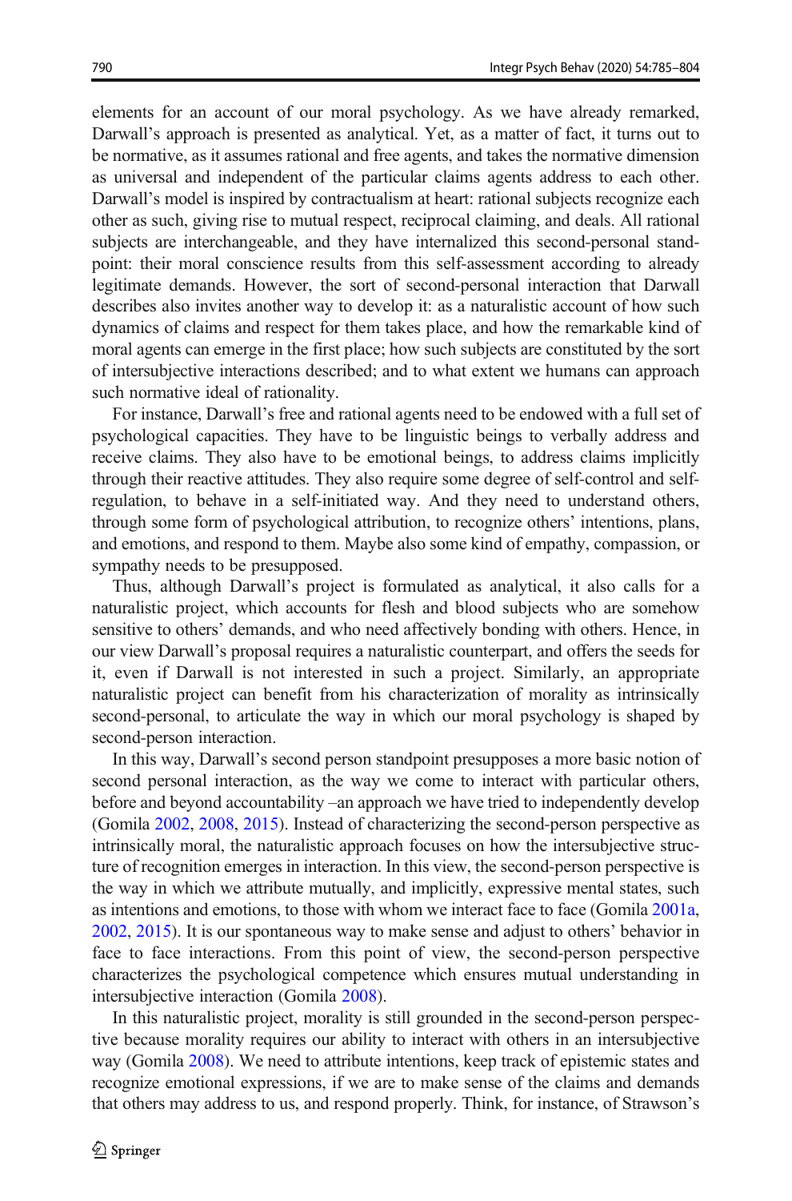elements for an account of our moral psychology. As we have already remarked, Darwall's approach is presented as analytical. Yet, as a matter of fact, it turns out to be normative, as it assumes rational and free agents, and takes the normative dimension as universal and independent of the particular claims agents address to each other. Darwall's model is inspired by contractualism at heart: rational subjects recognize each other as such, giving rise to mutual respect, reciprocal claiming, and deals. All rational subjects are interchangeable, and they have internalized this second-personal standpoint: their moral conscience results from this self-assessment according to already legitimate demands. However, the sort of second-personal interaction that Darwall describes also invites another way to develop it: as a naturalistic account of how such dynamics of claims and respect for them takes place, and how the remarkable kind of moral agents can emerge in the first place; how such subjects are constituted by the sort of intersubjective interactions described; and to what extent we humans can approach such normative ideal of rationality.

For instance, Darwall's free and rational agents need to be endowed with a full set of psychological capacities. They have to be linguistic beings to verbally address and receive claims. They also have to be emotional beings, to address claims implicitly through their reactive attitudes. They also require some degree of self-control and self-regulation, to behave in a self-initiated way. And they need to understand others, through some form of psychological attribution, to recognize others' intentions, plans, and emotions, and respond to them. Maybe also some kind of empathy, compassion, or sympathy needs to be presupposed.

Thus, although Darwall's project is formulated as analytical, it also calls for a naturalistic project, which accounts for flesh and blood subjects who are somehow sensitive to others' demands, and who need affectively bonding with others. Hence, in our view Darwall's proposal requires a naturalistic counterpart, and offers the seeds for it, even if Darwall is not interested in such a project. Similarly, an appropriate naturalistic project can benefit from his characterization of morality as intrinsically second-personal, to articulate the way in which our moral psychology is shaped by second-person interaction.

In this way, Darwall's second person standpoint presupposes a more basic notion of second personal interaction, as the way we come to interact with particular others, before and beyond accountability –an approach we have tried to independently develop (Gomila 2002, 2008, 2015). Instead of characterizing the second-person perspective as intrinsically moral, the naturalistic approach focuses on how the intersubjective structure of recognition emerges in interaction. In this view, the second-person perspective is the way in which we attribute mutually, and implicitly, expressive mental states, such as intentions and emotions, to those with whom we interact face to face (Gomila 2001a, 2002, 2015). It is our spontaneous way to make sense and adjust to others' behavior in face to face interactions. From this point of view, the second-person perspective characterizes the psychological competence which ensures mutual understanding in intersubjective interaction (Gomila 2008).

In this naturalistic project, morality is still grounded in the second-person perspective because morality requires our ability to interact with others in an intersubjective way (Gomila 2008). We need to attribute intentions, keep track of epistemic states and recognize emotional expressions, if we are to make sense of the claims and demands that others may address to us, and respond properly. Think, for instance, of Strawson's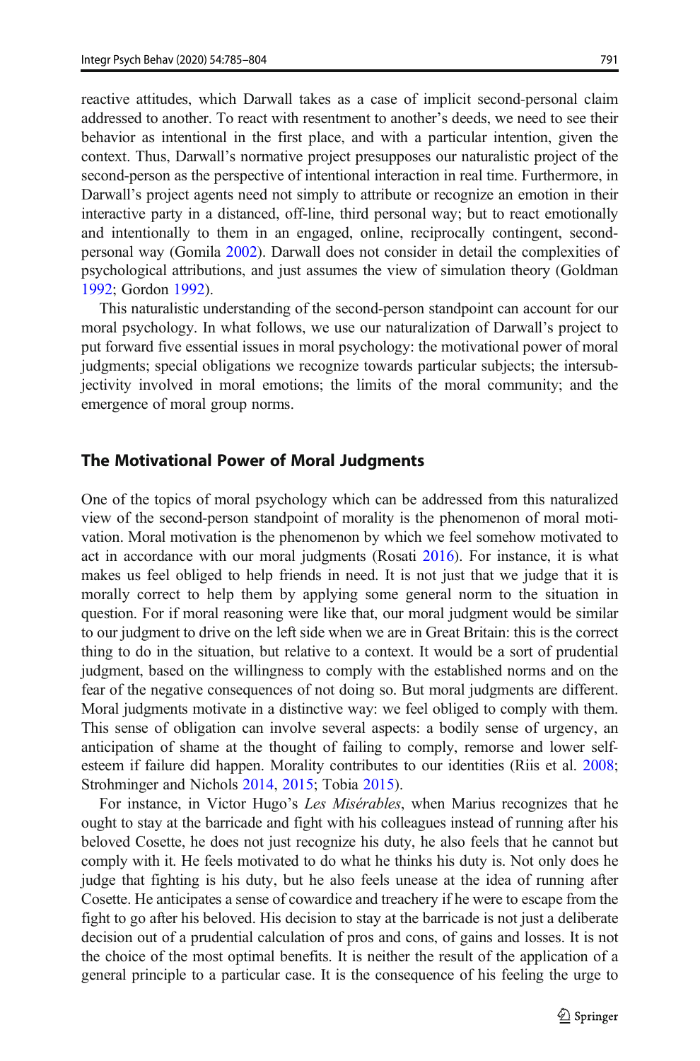reactive attitudes, which Darwall takes as a case of implicit second-personal claim addressed to another. To react with resentment to another's deeds, we need to see their behavior as intentional in the first place, and with a particular intention, given the context. Thus, Darwall's normative project presupposes our naturalistic project of the second-person as the perspective of intentional interaction in real time. Furthermore, in Darwall's project agents need not simply to attribute or recognize an emotion in their interactive party in a distanced, off-line, third personal way; but to react emotionally and intentionally to them in an engaged, online, reciprocally contingent, second-personal way (Gomila 2002). Darwall does not consider in detail the complexities of psychological attributions, and just assumes the view of simulation theory (Goldman 1992; Gordon 1992).

This naturalistic understanding of the second-person standpoint can account for our moral psychology. In what follows, we use our naturalization of Darwall's project to put forward five essential issues in moral psychology: the motivational power of moral judgments; special obligations we recognize towards particular subjects; the intersubjectivity involved in moral emotions; the limits of the moral community; and the emergence of moral group norms.

## The Motivational Power of Moral Judgments

One of the topics of moral psychology which can be addressed from this naturalized view of the second-person standpoint of morality is the phenomenon of moral motivation. Moral motivation is the phenomenon by which we feel somehow motivated to act in accordance with our moral judgments (Rosati 2016). For instance, it is what makes us feel obliged to help friends in need. It is not just that we judge that it is morally correct to help them by applying some general norm to the situation in question. For if moral reasoning were like that, our moral judgment would be similar to our judgment to drive on the left side when we are in Great Britain: this is the correct thing to do in the situation, but relative to a context. It would be a sort of prudential judgment, based on the willingness to comply with the established norms and on the fear of the negative consequences of not doing so. But moral judgments are different. Moral judgments motivate in a distinctive way: we feel obliged to comply with them. This sense of obligation can involve several aspects: a bodily sense of urgency, an anticipation of shame at the thought of failing to comply, remorse and lower self-esteem if failure did happen. Morality contributes to our identities (Riis et al. 2008; Strohminger and Nichols 2014, 2015; Tobia 2015).

For instance, in Victor Hugo's *Les Misérables*, when Marius recognizes that he ought to stay at the barricade and fight with his colleagues instead of running after his beloved Cosette, he does not just recognize his duty, he also feels that he cannot but comply with it. He feels motivated to do what he thinks his duty is. Not only does he judge that fighting is his duty, but he also feels unease at the idea of running after Cosette. He anticipates a sense of cowardice and treachery if he were to escape from the fight to go after his beloved. His decision to stay at the barricade is not just a deliberate decision out of a prudential calculation of pros and cons, of gains and losses. It is not the choice of the most optimal benefits. It is neither the result of the application of a general principle to a particular case. It is the consequence of his feeling the urge to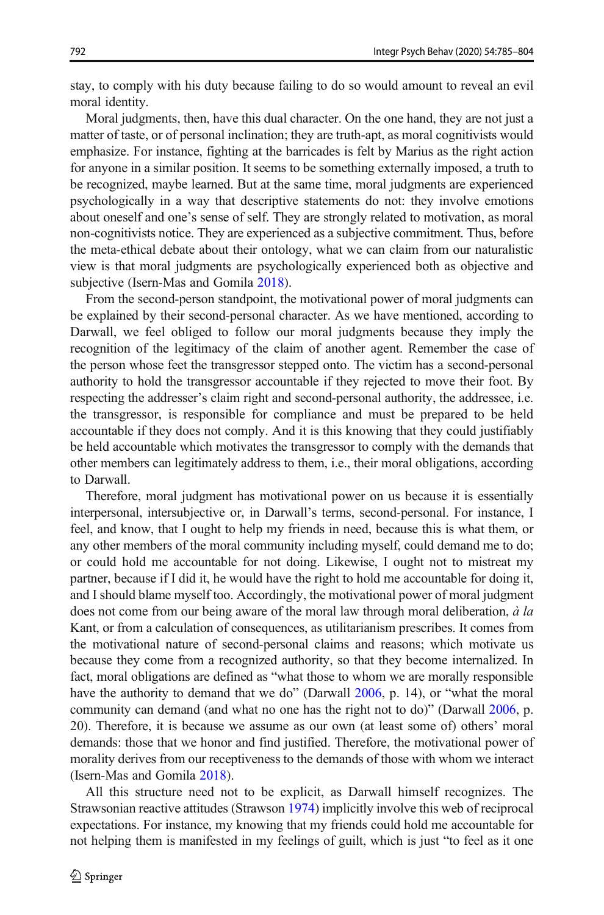stay, to comply with his duty because failing to do so would amount to reveal an evil moral identity.

Moral judgments, then, have this dual character. On the one hand, they are not just a matter of taste, or of personal inclination; they are truth-apt, as moral cognitivists would emphasize. For instance, fighting at the barricades is felt by Marius as the right action for anyone in a similar position. It seems to be something externally imposed, a truth to be recognized, maybe learned. But at the same time, moral judgments are experienced psychologically in a way that descriptive statements do not: they involve emotions about oneself and one's sense of self. They are strongly related to motivation, as moral non-cognitivists notice. They are experienced as a subjective commitment. Thus, before the meta-ethical debate about their ontology, what we can claim from our naturalistic view is that moral judgments are psychologically experienced both as objective and subjective (Isern-Mas and Gomila 2018).

From the second-person standpoint, the motivational power of moral judgments can be explained by their second-personal character. As we have mentioned, according to Darwall, we feel obliged to follow our moral judgments because they imply the recognition of the legitimacy of the claim of another agent. Remember the case of the person whose feet the transgressor stepped onto. The victim has a second-personal authority to hold the transgressor accountable if they rejected to move their foot. By respecting the addresser's claim right and second-personal authority, the addressee, i.e. the transgressor, is responsible for compliance and must be prepared to be held accountable if they does not comply. And it is this knowing that they could justifiably be held accountable which motivates the transgressor to comply with the demands that other members can legitimately address to them, i.e., their moral obligations, according to Darwall.

Therefore, moral judgment has motivational power on us because it is essentially interpersonal, intersubjective or, in Darwall's terms, second-personal. For instance, I feel, and know, that I ought to help my friends in need, because this is what them, or any other members of the moral community including myself, could demand me to do; or could hold me accountable for not doing. Likewise, I ought not to mistreat my partner, because if I did it, he would have the right to hold me accountable for doing it, and I should blame myself too. Accordingly, the motivational power of moral judgment does not come from our being aware of the moral law through moral deliberation, *à la* Kant, or from a calculation of consequences, as utilitarianism prescribes. It comes from the motivational nature of second-personal claims and reasons; which motivate us because they come from a recognized authority, so that they become internalized. In fact, moral obligations are defined as "what those to whom we are morally responsible have the authority to demand that we do" (Darwall 2006, p. 14), or "what the moral community can demand (and what no one has the right not to do)" (Darwall 2006, p. 20). Therefore, it is because we assume as our own (at least some of) others' moral demands: those that we honor and find justified. Therefore, the motivational power of morality derives from our receptiveness to the demands of those with whom we interact (Isern-Mas and Gomila 2018).

All this structure need not to be explicit, as Darwall himself recognizes. The Strawsonian reactive attitudes (Strawson 1974) implicitly involve this web of reciprocal expectations. For instance, my knowing that my friends could hold me accountable for not helping them is manifested in my feelings of guilt, which is just "to feel as it one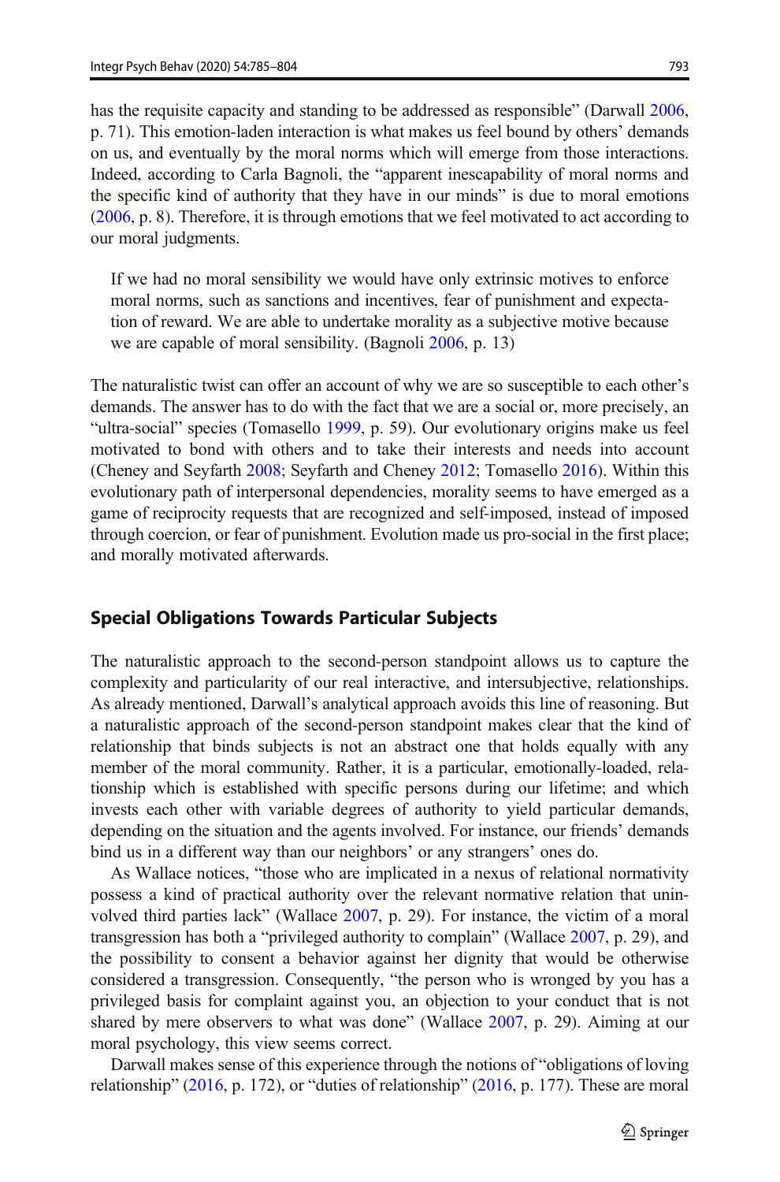has the requisite capacity and standing to be addressed as responsible" (Darwall 2006, p. 71). This emotion-laden interaction is what makes us feel bound by others' demands on us, and eventually by the moral norms which will emerge from those interactions. Indeed, according to Carla Bagnoli, the "apparent inescapability of moral norms and the specific kind of authority that they have in our minds" is due to moral emotions (2006, p. 8). Therefore, it is through emotions that we feel motivated to act according to our moral judgments.

> If we had no moral sensibility we would have only extrinsic motives to enforce moral norms, such as sanctions and incentives, fear of punishment and expectation of reward. We are able to undertake morality as a subjective motive because we are capable of moral sensibility. (Bagnoli 2006, p. 13)

The naturalistic twist can offer an account of why we are so susceptible to each other's demands. The answer has to do with the fact that we are a social or, more precisely, an "ultra-social" species (Tomasello 1999, p. 59). Our evolutionary origins make us feel motivated to bond with others and to take their interests and needs into account (Cheney and Seyfarth 2008; Seyfarth and Cheney 2012; Tomasello 2016). Within this evolutionary path of interpersonal dependencies, morality seems to have emerged as a game of reciprocity requests that are recognized and self-imposed, instead of imposed through coercion, or fear of punishment. Evolution made us pro-social in the first place; and morally motivated afterwards.

## Special Obligations Towards Particular Subjects

The naturalistic approach to the second-person standpoint allows us to capture the complexity and particularity of our real interactive, and intersubjective, relationships. As already mentioned, Darwall's analytical approach avoids this line of reasoning. But a naturalistic approach of the second-person standpoint makes clear that the kind of relationship that binds subjects is not an abstract one that holds equally with any member of the moral community. Rather, it is a particular, emotionally-loaded, relationship which is established with specific persons during our lifetime; and which invests each other with variable degrees of authority to yield particular demands, depending on the situation and the agents involved. For instance, our friends' demands bind us in a different way than our neighbors' or any strangers' ones do.

As Wallace notices, "those who are implicated in a nexus of relational normativity possess a kind of practical authority over the relevant normative relation that uninvolved third parties lack" (Wallace 2007, p. 29). For instance, the victim of a moral transgression has both a "privileged authority to complain" (Wallace 2007, p. 29), and the possibility to consent a behavior against her dignity that would be otherwise considered a transgression. Consequently, "the person who is wronged by you has a privileged basis for complaint against you, an objection to your conduct that is not shared by mere observers to what was done" (Wallace 2007, p. 29). Aiming at our moral psychology, this view seems correct.

Darwall makes sense of this experience through the notions of "obligations of loving relationship" (2016, p. 172), or "duties of relationship" (2016, p. 177). These are moral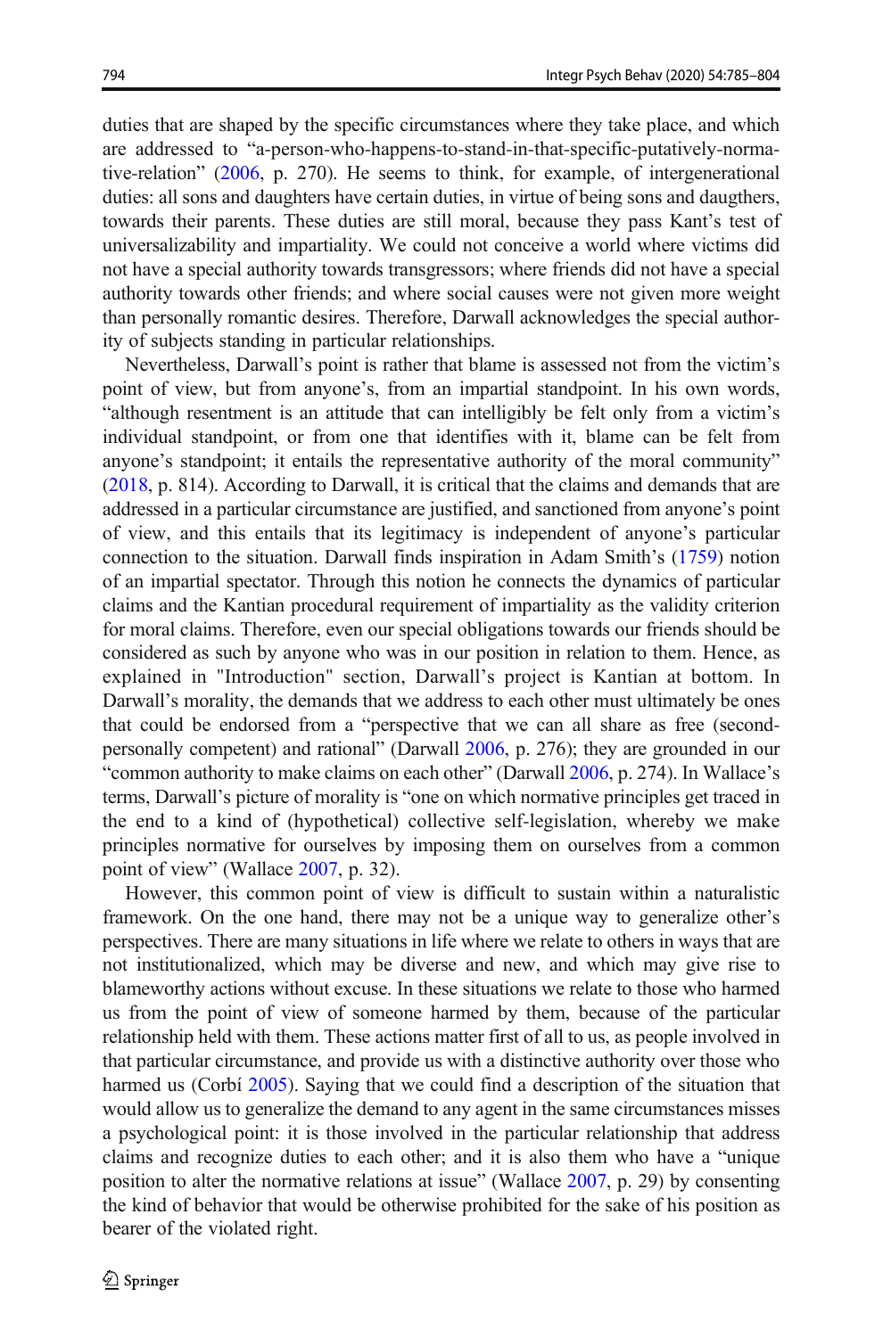duties that are shaped by the specific circumstances where they take place, and which are addressed to "a-person-who-happens-to-stand-in-that-specific-putatively-normative-relation" (2006, p. 270). He seems to think, for example, of intergenerational duties: all sons and daughters have certain duties, in virtue of being sons and daugthers, towards their parents. These duties are still moral, because they pass Kant's test of universalizability and impartiality. We could not conceive a world where victims did not have a special authority towards transgressors; where friends did not have a special authority towards other friends; and where social causes were not given more weight than personally romantic desires. Therefore, Darwall acknowledges the special authority of subjects standing in particular relationships.

Nevertheless, Darwall's point is rather that blame is assessed not from the victim's point of view, but from anyone's, from an impartial standpoint. In his own words, "although resentment is an attitude that can intelligibly be felt only from a victim's individual standpoint, or from one that identifies with it, blame can be felt from anyone's standpoint; it entails the representative authority of the moral community" (2018, p. 814). According to Darwall, it is critical that the claims and demands that are addressed in a particular circumstance are justified, and sanctioned from anyone's point of view, and this entails that its legitimacy is independent of anyone's particular connection to the situation. Darwall finds inspiration in Adam Smith's (1759) notion of an impartial spectator. Through this notion he connects the dynamics of particular claims and the Kantian procedural requirement of impartiality as the validity criterion for moral claims. Therefore, even our special obligations towards our friends should be considered as such by anyone who was in our position in relation to them. Hence, as explained in "Introduction" section, Darwall's project is Kantian at bottom. In Darwall's morality, the demands that we address to each other must ultimately be ones that could be endorsed from a "perspective that we can all share as free (second-personally competent) and rational" (Darwall 2006, p. 276); they are grounded in our "common authority to make claims on each other" (Darwall 2006, p. 274). In Wallace's terms, Darwall's picture of morality is "one on which normative principles get traced in the end to a kind of (hypothetical) collective self-legislation, whereby we make principles normative for ourselves by imposing them on ourselves from a common point of view" (Wallace 2007, p. 32).

However, this common point of view is difficult to sustain within a naturalistic framework. On the one hand, there may not be a unique way to generalize other's perspectives. There are many situations in life where we relate to others in ways that are not institutionalized, which may be diverse and new, and which may give rise to blameworthy actions without excuse. In these situations we relate to those who harmed us from the point of view of someone harmed by them, because of the particular relationship held with them. These actions matter first of all to us, as people involved in that particular circumstance, and provide us with a distinctive authority over those who harmed us (Corbí 2005). Saying that we could find a description of the situation that would allow us to generalize the demand to any agent in the same circumstances misses a psychological point: it is those involved in the particular relationship that address claims and recognize duties to each other; and it is also them who have a "unique position to alter the normative relations at issue" (Wallace 2007, p. 29) by consenting the kind of behavior that would be otherwise prohibited for the sake of his position as bearer of the violated right.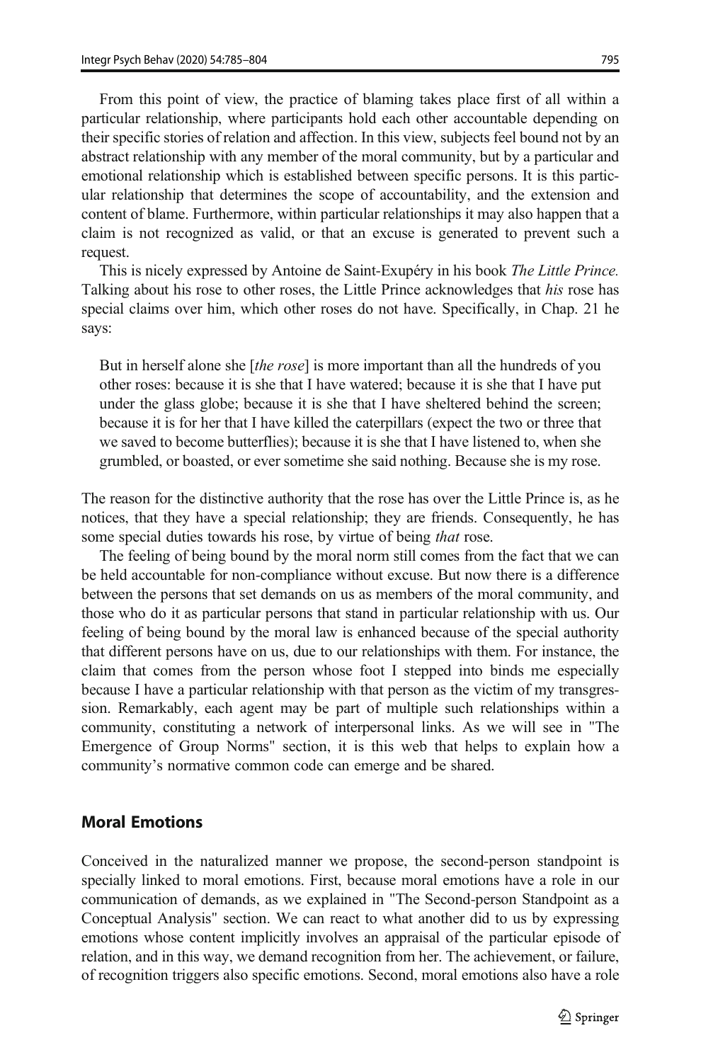From this point of view, the practice of blaming takes place first of all within a particular relationship, where participants hold each other accountable depending on their specific stories of relation and affection. In this view, subjects feel bound not by an abstract relationship with any member of the moral community, but by a particular and emotional relationship which is established between specific persons. It is this particular relationship that determines the scope of accountability, and the extension and content of blame. Furthermore, within particular relationships it may also happen that a claim is not recognized as valid, or that an excuse is generated to prevent such a request.

This is nicely expressed by Antoine de Saint-Exupéry in his book *The Little Prince.* Talking about his rose to other roses, the Little Prince acknowledges that *his* rose has special claims over him, which other roses do not have. Specifically, in Chap. 21 he says:

> But in herself alone she [*the rose*] is more important than all the hundreds of you other roses: because it is she that I have watered; because it is she that I have put under the glass globe; because it is she that I have sheltered behind the screen; because it is for her that I have killed the caterpillars (expect the two or three that we saved to become butterflies); because it is she that I have listened to, when she grumbled, or boasted, or ever sometime she said nothing. Because she is my rose.

The reason for the distinctive authority that the rose has over the Little Prince is, as he notices, that they have a special relationship; they are friends. Consequently, he has some special duties towards his rose, by virtue of being *that* rose.

The feeling of being bound by the moral norm still comes from the fact that we can be held accountable for non-compliance without excuse. But now there is a difference between the persons that set demands on us as members of the moral community, and those who do it as particular persons that stand in particular relationship with us. Our feeling of being bound by the moral law is enhanced because of the special authority that different persons have on us, due to our relationships with them. For instance, the claim that comes from the person whose foot I stepped into binds me especially because I have a particular relationship with that person as the victim of my transgression. Remarkably, each agent may be part of multiple such relationships within a community, constituting a network of interpersonal links. As we will see in "The Emergence of Group Norms" section, it is this web that helps to explain how a community's normative common code can emerge and be shared.

## Moral Emotions

Conceived in the naturalized manner we propose, the second-person standpoint is specially linked to moral emotions. First, because moral emotions have a role in our communication of demands, as we explained in "The Second-person Standpoint as a Conceptual Analysis" section. We can react to what another did to us by expressing emotions whose content implicitly involves an appraisal of the particular episode of relation, and in this way, we demand recognition from her. The achievement, or failure, of recognition triggers also specific emotions. Second, moral emotions also have a role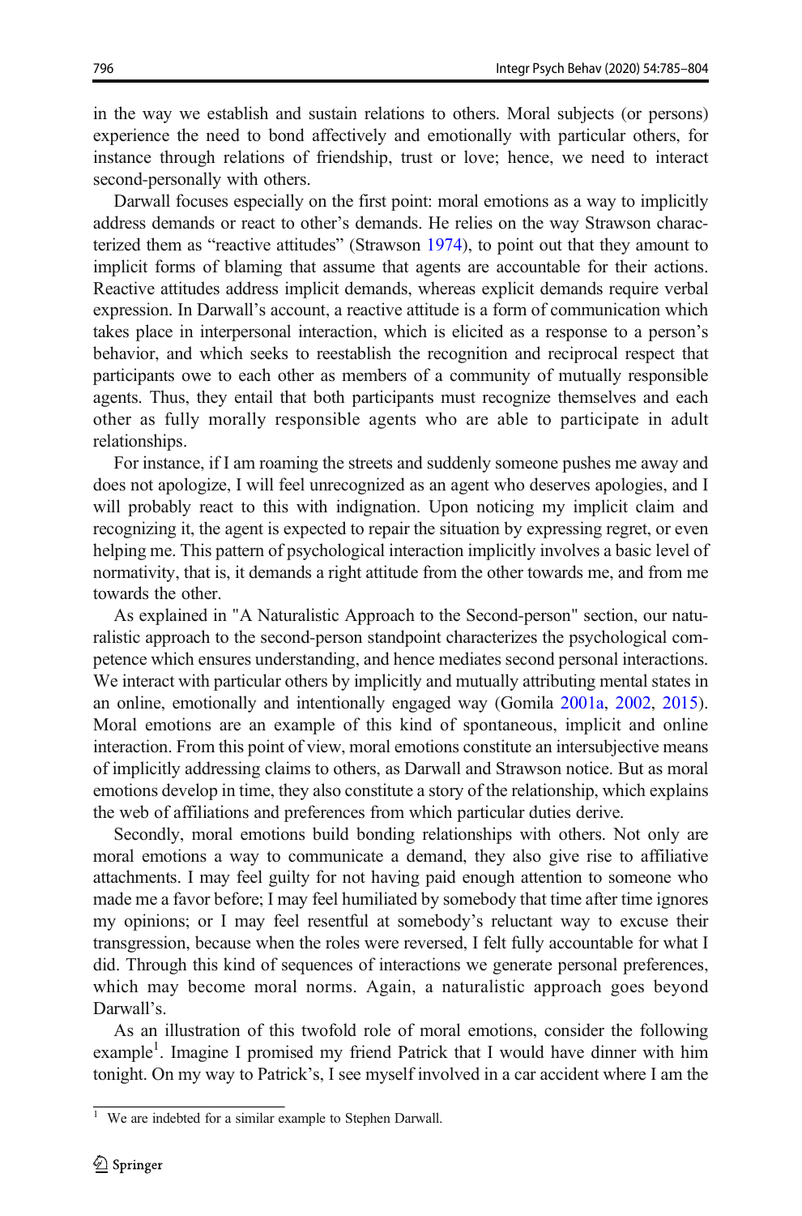in the way we establish and sustain relations to others. Moral subjects (or persons) experience the need to bond affectively and emotionally with particular others, for instance through relations of friendship, trust or love; hence, we need to interact second-personally with others.

Darwall focuses especially on the first point: moral emotions as a way to implicitly address demands or react to other's demands. He relies on the way Strawson characterized them as "reactive attitudes" (Strawson 1974), to point out that they amount to implicit forms of blaming that assume that agents are accountable for their actions. Reactive attitudes address implicit demands, whereas explicit demands require verbal expression. In Darwall's account, a reactive attitude is a form of communication which takes place in interpersonal interaction, which is elicited as a response to a person's behavior, and which seeks to reestablish the recognition and reciprocal respect that participants owe to each other as members of a community of mutually responsible agents. Thus, they entail that both participants must recognize themselves and each other as fully morally responsible agents who are able to participate in adult relationships.

For instance, if I am roaming the streets and suddenly someone pushes me away and does not apologize, I will feel unrecognized as an agent who deserves apologies, and I will probably react to this with indignation. Upon noticing my implicit claim and recognizing it, the agent is expected to repair the situation by expressing regret, or even helping me. This pattern of psychological interaction implicitly involves a basic level of normativity, that is, it demands a right attitude from the other towards me, and from me towards the other.

As explained in "A Naturalistic Approach to the Second-person" section, our naturalistic approach to the second-person standpoint characterizes the psychological competence which ensures understanding, and hence mediates second personal interactions. We interact with particular others by implicitly and mutually attributing mental states in an online, emotionally and intentionally engaged way (Gomila 2001a, 2002, 2015). Moral emotions are an example of this kind of spontaneous, implicit and online interaction. From this point of view, moral emotions constitute an intersubjective means of implicitly addressing claims to others, as Darwall and Strawson notice. But as moral emotions develop in time, they also constitute a story of the relationship, which explains the web of affiliations and preferences from which particular duties derive.

Secondly, moral emotions build bonding relationships with others. Not only are moral emotions a way to communicate a demand, they also give rise to affiliative attachments. I may feel guilty for not having paid enough attention to someone who made me a favor before; I may feel humiliated by somebody that time after time ignores my opinions; or I may feel resentful at somebody's reluctant way to excuse their transgression, because when the roles were reversed, I felt fully accountable for what I did. Through this kind of sequences of interactions we generate personal preferences, which may become moral norms. Again, a naturalistic approach goes beyond Darwall's.

As an illustration of this twofold role of moral emotions, consider the following example[1]. Imagine I promised my friend Patrick that I would have dinner with him tonight. On my way to Patrick's, I see myself involved in a car accident where I am the

[1] We are indebted for a similar example to Stephen Darwall.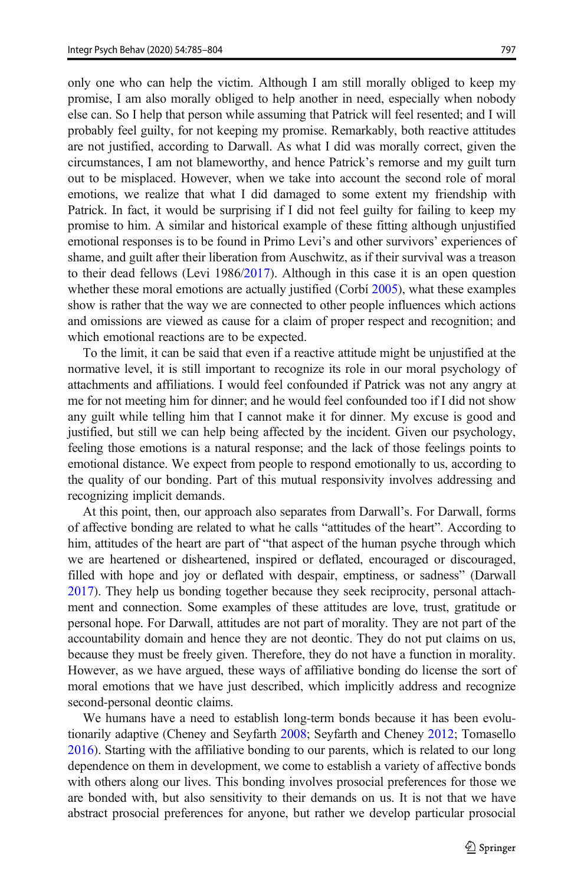only one who can help the victim. Although I am still morally obliged to keep my promise, I am also morally obliged to help another in need, especially when nobody else can. So I help that person while assuming that Patrick will feel resented; and I will probably feel guilty, for not keeping my promise. Remarkably, both reactive attitudes are not justified, according to Darwall. As what I did was morally correct, given the circumstances, I am not blameworthy, and hence Patrick's remorse and my guilt turn out to be misplaced. However, when we take into account the second role of moral emotions, we realize that what I did damaged to some extent my friendship with Patrick. In fact, it would be surprising if I did not feel guilty for failing to keep my promise to him. A similar and historical example of these fitting although unjustified emotional responses is to be found in Primo Levi's and other survivors' experiences of shame, and guilt after their liberation from Auschwitz, as if their survival was a treason to their dead fellows (Levi 1986/2017). Although in this case it is an open question whether these moral emotions are actually justified (Corbí 2005), what these examples show is rather that the way we are connected to other people influences which actions and omissions are viewed as cause for a claim of proper respect and recognition; and which emotional reactions are to be expected.

To the limit, it can be said that even if a reactive attitude might be unjustified at the normative level, it is still important to recognize its role in our moral psychology of attachments and affiliations. I would feel confounded if Patrick was not any angry at me for not meeting him for dinner; and he would feel confounded too if I did not show any guilt while telling him that I cannot make it for dinner. My excuse is good and justified, but still we can help being affected by the incident. Given our psychology, feeling those emotions is a natural response; and the lack of those feelings points to emotional distance. We expect from people to respond emotionally to us, according to the quality of our bonding. Part of this mutual responsivity involves addressing and recognizing implicit demands.

At this point, then, our approach also separates from Darwall's. For Darwall, forms of affective bonding are related to what he calls "attitudes of the heart". According to him, attitudes of the heart are part of "that aspect of the human psyche through which we are heartened or disheartened, inspired or deflated, encouraged or discouraged, filled with hope and joy or deflated with despair, emptiness, or sadness" (Darwall 2017). They help us bonding together because they seek reciprocity, personal attachment and connection. Some examples of these attitudes are love, trust, gratitude or personal hope. For Darwall, attitudes are not part of morality. They are not part of the accountability domain and hence they are not deontic. They do not put claims on us, because they must be freely given. Therefore, they do not have a function in morality. However, as we have argued, these ways of affiliative bonding do license the sort of moral emotions that we have just described, which implicitly address and recognize second-personal deontic claims.

We humans have a need to establish long-term bonds because it has been evolutionarily adaptive (Cheney and Seyfarth 2008; Seyfarth and Cheney 2012; Tomasello 2016). Starting with the affiliative bonding to our parents, which is related to our long dependence on them in development, we come to establish a variety of affective bonds with others along our lives. This bonding involves prosocial preferences for those we are bonded with, but also sensitivity to their demands on us. It is not that we have abstract prosocial preferences for anyone, but rather we develop particular prosocial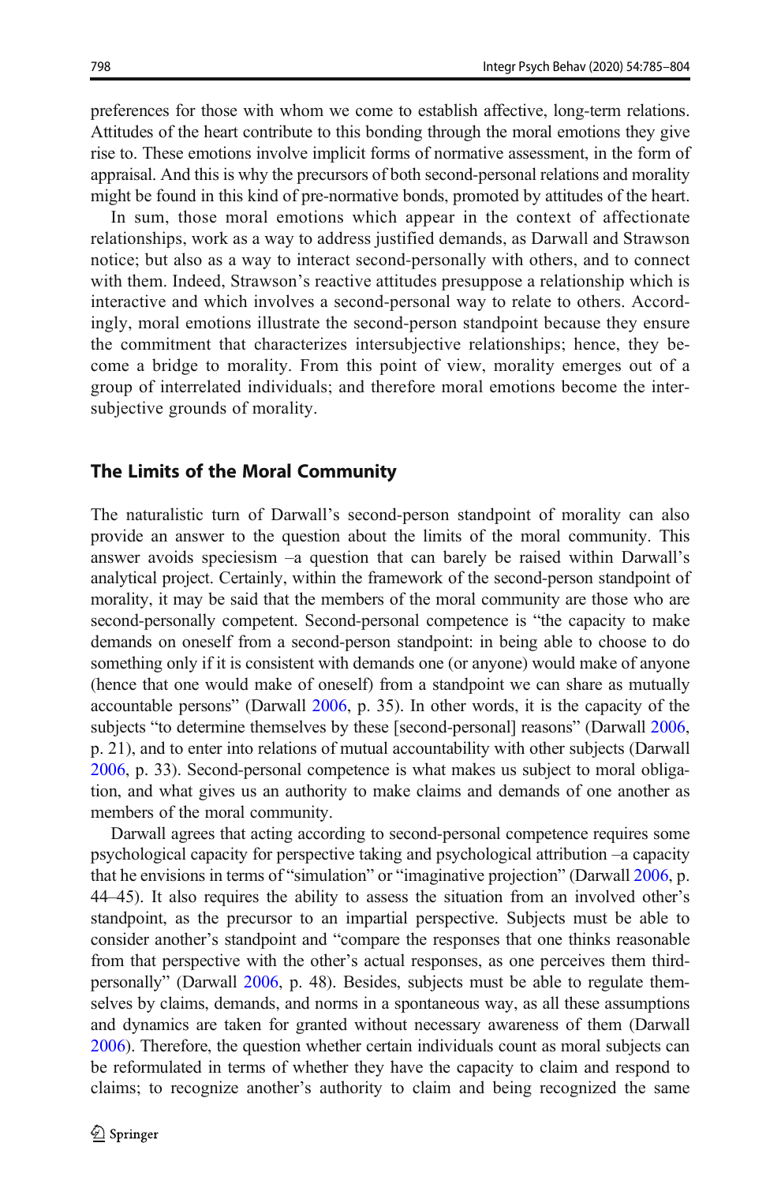preferences for those with whom we come to establish affective, long-term relations. Attitudes of the heart contribute to this bonding through the moral emotions they give rise to. These emotions involve implicit forms of normative assessment, in the form of appraisal. And this is why the precursors of both second-personal relations and morality might be found in this kind of pre-normative bonds, promoted by attitudes of the heart.

In sum, those moral emotions which appear in the context of affectionate relationships, work as a way to address justified demands, as Darwall and Strawson notice; but also as a way to interact second-personally with others, and to connect with them. Indeed, Strawson's reactive attitudes presuppose a relationship which is interactive and which involves a second-personal way to relate to others. Accordingly, moral emotions illustrate the second-person standpoint because they ensure the commitment that characterizes intersubjective relationships; hence, they become a bridge to morality. From this point of view, morality emerges out of a group of interrelated individuals; and therefore moral emotions become the intersubjective grounds of morality.

## The Limits of the Moral Community

The naturalistic turn of Darwall's second-person standpoint of morality can also provide an answer to the question about the limits of the moral community. This answer avoids speciesism –a question that can barely be raised within Darwall's analytical project. Certainly, within the framework of the second-person standpoint of morality, it may be said that the members of the moral community are those who are second-personally competent. Second-personal competence is "the capacity to make demands on oneself from a second-person standpoint: in being able to choose to do something only if it is consistent with demands one (or anyone) would make of anyone (hence that one would make of oneself) from a standpoint we can share as mutually accountable persons" (Darwall 2006, p. 35). In other words, it is the capacity of the subjects "to determine themselves by these [second-personal] reasons" (Darwall 2006, p. 21), and to enter into relations of mutual accountability with other subjects (Darwall 2006, p. 33). Second-personal competence is what makes us subject to moral obligation, and what gives us an authority to make claims and demands of one another as members of the moral community.

Darwall agrees that acting according to second-personal competence requires some psychological capacity for perspective taking and psychological attribution –a capacity that he envisions in terms of "simulation" or "imaginative projection" (Darwall 2006, p. 44–45). It also requires the ability to assess the situation from an involved other's standpoint, as the precursor to an impartial perspective. Subjects must be able to consider another's standpoint and "compare the responses that one thinks reasonable from that perspective with the other's actual responses, as one perceives them third-personally" (Darwall 2006, p. 48). Besides, subjects must be able to regulate themselves by claims, demands, and norms in a spontaneous way, as all these assumptions and dynamics are taken for granted without necessary awareness of them (Darwall 2006). Therefore, the question whether certain individuals count as moral subjects can be reformulated in terms of whether they have the capacity to claim and respond to claims; to recognize another's authority to claim and being recognized the same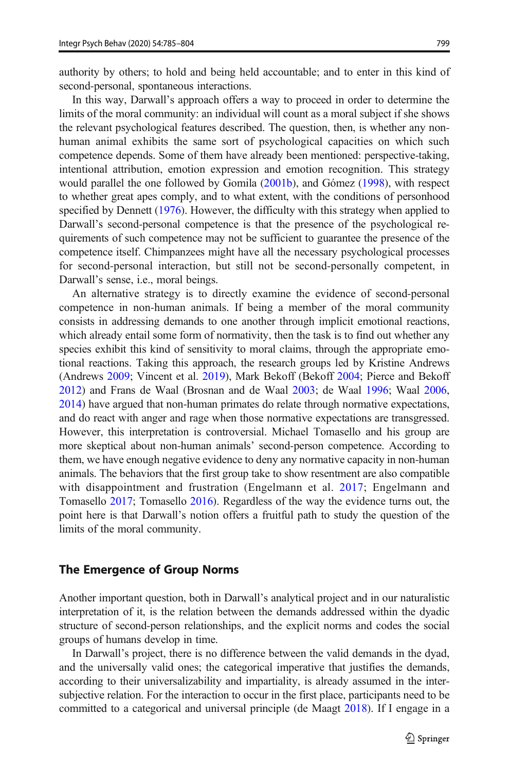authority by others; to hold and being held accountable; and to enter in this kind of second-personal, spontaneous interactions.

In this way, Darwall's approach offers a way to proceed in order to determine the limits of the moral community: an individual will count as a moral subject if she shows the relevant psychological features described. The question, then, is whether any non-human animal exhibits the same sort of psychological capacities on which such competence depends. Some of them have already been mentioned: perspective-taking, intentional attribution, emotion expression and emotion recognition. This strategy would parallel the one followed by Gomila (2001b), and Gómez (1998), with respect to whether great apes comply, and to what extent, with the conditions of personhood specified by Dennett (1976). However, the difficulty with this strategy when applied to Darwall's second-personal competence is that the presence of the psychological requirements of such competence may not be sufficient to guarantee the presence of the competence itself. Chimpanzees might have all the necessary psychological processes for second-personal interaction, but still not be second-personally competent, in Darwall's sense, i.e., moral beings.

An alternative strategy is to directly examine the evidence of second-personal competence in non-human animals. If being a member of the moral community consists in addressing demands to one another through implicit emotional reactions, which already entail some form of normativity, then the task is to find out whether any species exhibit this kind of sensitivity to moral claims, through the appropriate emotional reactions. Taking this approach, the research groups led by Kristine Andrews (Andrews 2009; Vincent et al. 2019), Mark Bekoff (Bekoff 2004; Pierce and Bekoff 2012) and Frans de Waal (Brosnan and de Waal 2003; de Waal 1996; Waal 2006, 2014) have argued that non-human primates do relate through normative expectations, and do react with anger and rage when those normative expectations are transgressed. However, this interpretation is controversial. Michael Tomasello and his group are more skeptical about non-human animals' second-person competence. According to them, we have enough negative evidence to deny any normative capacity in non-human animals. The behaviors that the first group take to show resentment are also compatible with disappointment and frustration (Engelmann et al. 2017; Engelmann and Tomasello 2017; Tomasello 2016). Regardless of the way the evidence turns out, the point here is that Darwall's notion offers a fruitful path to study the question of the limits of the moral community.

## The Emergence of Group Norms

Another important question, both in Darwall's analytical project and in our naturalistic interpretation of it, is the relation between the demands addressed within the dyadic structure of second-person relationships, and the explicit norms and codes the social groups of humans develop in time.

In Darwall's project, there is no difference between the valid demands in the dyad, and the universally valid ones; the categorical imperative that justifies the demands, according to their universalizability and impartiality, is already assumed in the intersubjective relation. For the interaction to occur in the first place, participants need to be committed to a categorical and universal principle (de Maagt 2018). If I engage in a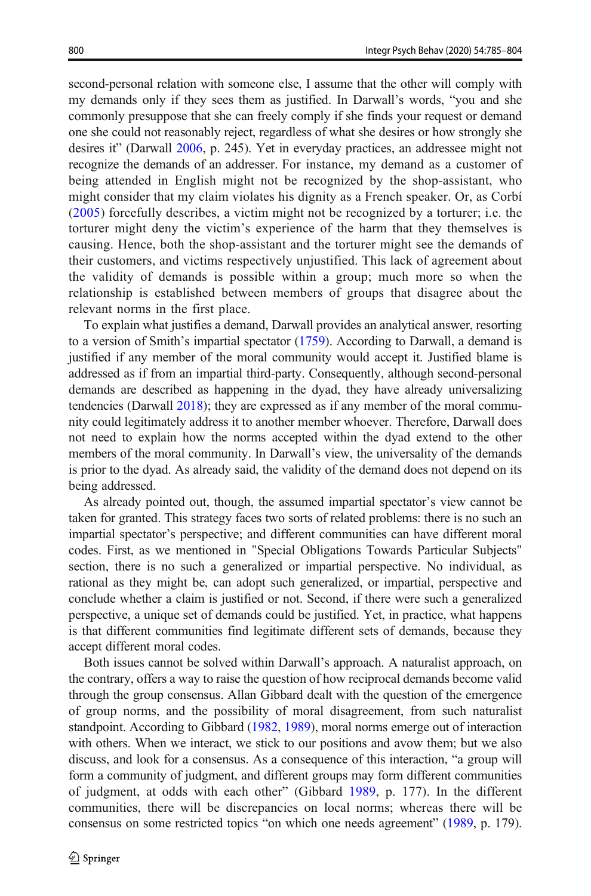second-personal relation with someone else, I assume that the other will comply with my demands only if they sees them as justified. In Darwall's words, "you and she commonly presuppose that she can freely comply if she finds your request or demand one she could not reasonably reject, regardless of what she desires or how strongly she desires it" (Darwall 2006, p. 245). Yet in everyday practices, an addressee might not recognize the demands of an addresser. For instance, my demand as a customer of being attended in English might not be recognized by the shop-assistant, who might consider that my claim violates his dignity as a French speaker. Or, as Corbí (2005) forcefully describes, a victim might not be recognized by a torturer; i.e. the torturer might deny the victim's experience of the harm that they themselves is causing. Hence, both the shop-assistant and the torturer might see the demands of their customers, and victims respectively unjustified. This lack of agreement about the validity of demands is possible within a group; much more so when the relationship is established between members of groups that disagree about the relevant norms in the first place.

To explain what justifies a demand, Darwall provides an analytical answer, resorting to a version of Smith's impartial spectator (1759). According to Darwall, a demand is justified if any member of the moral community would accept it. Justified blame is addressed as if from an impartial third-party. Consequently, although second-personal demands are described as happening in the dyad, they have already universalizing tendencies (Darwall 2018); they are expressed as if any member of the moral community could legitimately address it to another member whoever. Therefore, Darwall does not need to explain how the norms accepted within the dyad extend to the other members of the moral community. In Darwall's view, the universality of the demands is prior to the dyad. As already said, the validity of the demand does not depend on its being addressed.

As already pointed out, though, the assumed impartial spectator's view cannot be taken for granted. This strategy faces two sorts of related problems: there is no such an impartial spectator's perspective; and different communities can have different moral codes. First, as we mentioned in "Special Obligations Towards Particular Subjects" section, there is no such a generalized or impartial perspective. No individual, as rational as they might be, can adopt such generalized, or impartial, perspective and conclude whether a claim is justified or not. Second, if there were such a generalized perspective, a unique set of demands could be justified. Yet, in practice, what happens is that different communities find legitimate different sets of demands, because they accept different moral codes.

Both issues cannot be solved within Darwall's approach. A naturalist approach, on the contrary, offers a way to raise the question of how reciprocal demands become valid through the group consensus. Allan Gibbard dealt with the question of the emergence of group norms, and the possibility of moral disagreement, from such naturalist standpoint. According to Gibbard (1982, 1989), moral norms emerge out of interaction with others. When we interact, we stick to our positions and avow them; but we also discuss, and look for a consensus. As a consequence of this interaction, "a group will form a community of judgment, and different groups may form different communities of judgment, at odds with each other" (Gibbard 1989, p. 177). In the different communities, there will be discrepancies on local norms; whereas there will be consensus on some restricted topics "on which one needs agreement" (1989, p. 179).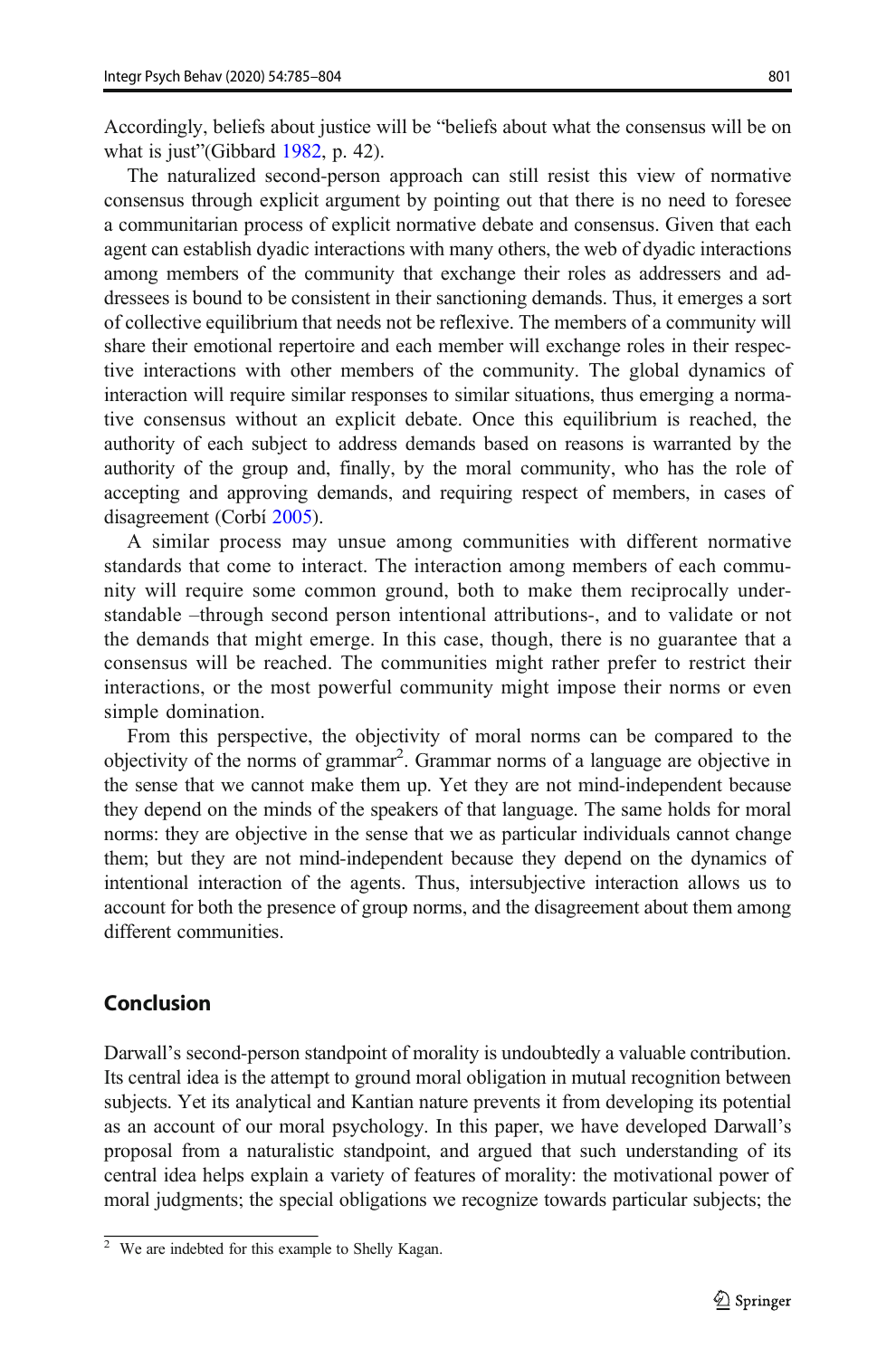Accordingly, beliefs about justice will be "beliefs about what the consensus will be on what is just"(Gibbard 1982, p. 42).

The naturalized second-person approach can still resist this view of normative consensus through explicit argument by pointing out that there is no need to foresee a communitarian process of explicit normative debate and consensus. Given that each agent can establish dyadic interactions with many others, the web of dyadic interactions among members of the community that exchange their roles as addressers and addressees is bound to be consistent in their sanctioning demands. Thus, it emerges a sort of collective equilibrium that needs not be reflexive. The members of a community will share their emotional repertoire and each member will exchange roles in their respective interactions with other members of the community. The global dynamics of interaction will require similar responses to similar situations, thus emerging a normative consensus without an explicit debate. Once this equilibrium is reached, the authority of each subject to address demands based on reasons is warranted by the authority of the group and, finally, by the moral community, who has the role of accepting and approving demands, and requiring respect of members, in cases of disagreement (Corbí 2005).

A similar process may unsue among communities with different normative standards that come to interact. The interaction among members of each community will require some common ground, both to make them reciprocally understandable –through second person intentional attributions-, and to validate or not the demands that might emerge. In this case, though, there is no guarantee that a consensus will be reached. The communities might rather prefer to restrict their interactions, or the most powerful community might impose their norms or even simple domination.

From this perspective, the objectivity of moral norms can be compared to the objectivity of the norms of grammar[2]. Grammar norms of a language are objective in the sense that we cannot make them up. Yet they are not mind-independent because they depend on the minds of the speakers of that language. The same holds for moral norms: they are objective in the sense that we as particular individuals cannot change them; but they are not mind-independent because they depend on the dynamics of intentional interaction of the agents. Thus, intersubjective interaction allows us to account for both the presence of group norms, and the disagreement about them among different communities.

## Conclusion

Darwall's second-person standpoint of morality is undoubtedly a valuable contribution. Its central idea is the attempt to ground moral obligation in mutual recognition between subjects. Yet its analytical and Kantian nature prevents it from developing its potential as an account of our moral psychology. In this paper, we have developed Darwall's proposal from a naturalistic standpoint, and argued that such understanding of its central idea helps explain a variety of features of morality: the motivational power of moral judgments; the special obligations we recognize towards particular subjects; the

---

[2] We are indebted for this example to Shelly Kagan.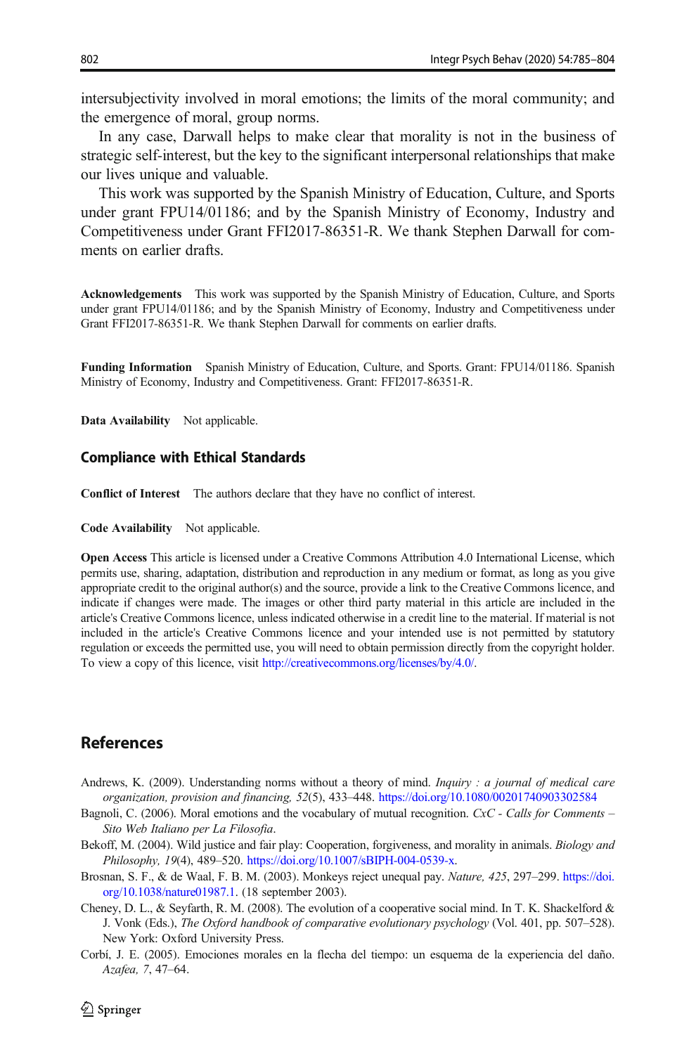intersubjectivity involved in moral emotions; the limits of the moral community; and the emergence of moral, group norms.

In any case, Darwall helps to make clear that morality is not in the business of strategic self-interest, but the key to the significant interpersonal relationships that make our lives unique and valuable.

This work was supported by the Spanish Ministry of Education, Culture, and Sports under grant FPU14/01186; and by the Spanish Ministry of Economy, Industry and Competitiveness under Grant FFI2017-86351-R. We thank Stephen Darwall for comments on earlier drafts.

**Acknowledgements** This work was supported by the Spanish Ministry of Education, Culture, and Sports under grant FPU14/01186; and by the Spanish Ministry of Economy, Industry and Competitiveness under Grant FFI2017-86351-R. We thank Stephen Darwall for comments on earlier drafts.

**Funding Information** Spanish Ministry of Education, Culture, and Sports. Grant: FPU14/01186. Spanish Ministry of Economy, Industry and Competitiveness. Grant: FFI2017-86351-R.

**Data Availability** Not applicable.

### Compliance with Ethical Standards

**Conflict of Interest** The authors declare that they have no conflict of interest.

**Code Availability** Not applicable.

**Open Access** This article is licensed under a Creative Commons Attribution 4.0 International License, which permits use, sharing, adaptation, distribution and reproduction in any medium or format, as long as you give appropriate credit to the original author(s) and the source, provide a link to the Creative Commons licence, and indicate if changes were made. The images or other third party material in this article are included in the article's Creative Commons licence, unless indicated otherwise in a credit line to the material. If material is not included in the article's Creative Commons licence and your intended use is not permitted by statutory regulation or exceeds the permitted use, you will need to obtain permission directly from the copyright holder. To view a copy of this licence, visit http://creativecommons.org/licenses/by/4.0/.

## References

- Andrews, K. (2009). Understanding norms without a theory of mind. *Inquiry : a journal of medical care organization, provision and financing, 52*(5), 433–448. https://doi.org/10.1080/00201740903302584
- Bagnoli, C. (2006). Moral emotions and the vocabulary of mutual recognition. *CxC - Calls for Comments – Sito Web Italiano per La Filosofia*.
- Bekoff, M. (2004). Wild justice and fair play: Cooperation, forgiveness, and morality in animals. *Biology and Philosophy, 19*(4), 489–520. https://doi.org/10.1007/sBIPH-004-0539-x.
- Brosnan, S. F., & de Waal, F. B. M. (2003). Monkeys reject unequal pay. *Nature, 425*, 297–299. https://doi.org/10.1038/nature01987.1. (18 september 2003).
- Cheney, D. L., & Seyfarth, R. M. (2008). The evolution of a cooperative social mind. In T. K. Shackelford & J. Vonk (Eds.), *The Oxford handbook of comparative evolutionary psychology* (Vol. 401, pp. 507–528). New York: Oxford University Press.
- Corbí, J. E. (2005). Emociones morales en la flecha del tiempo: un esquema de la experiencia del daño. *Azafea, 7*, 47–64.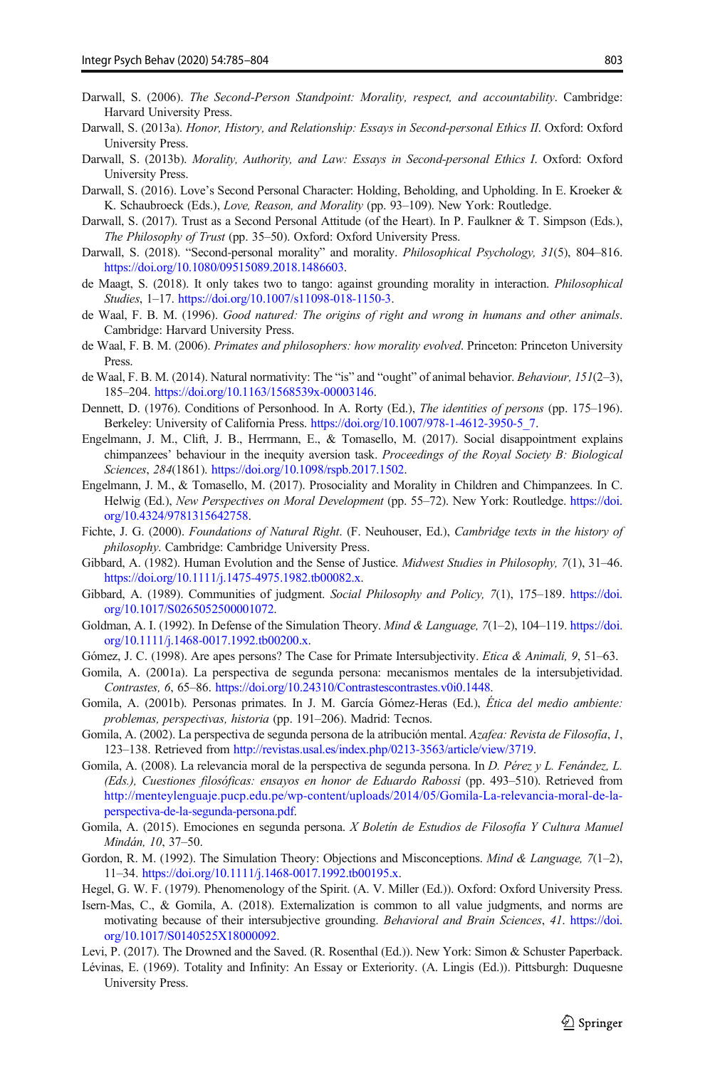Darwall, S. (2006). *The Second-Person Standpoint: Morality, respect, and accountability*. Cambridge: Harvard University Press.

Darwall, S. (2013a). *Honor, History, and Relationship: Essays in Second-personal Ethics II*. Oxford: Oxford University Press.

Darwall, S. (2013b). *Morality, Authority, and Law: Essays in Second-personal Ethics I*. Oxford: Oxford University Press.

Darwall, S. (2016). Love's Second Personal Character: Holding, Beholding, and Upholding. In E. Kroeker & K. Schaubroeck (Eds.), *Love, Reason, and Morality* (pp. 93–109). New York: Routledge.

Darwall, S. (2017). Trust as a Second Personal Attitude (of the Heart). In P. Faulkner & T. Simpson (Eds.), *The Philosophy of Trust* (pp. 35–50). Oxford: Oxford University Press.

Darwall, S. (2018). "Second-personal morality" and morality. *Philosophical Psychology, 31*(5), 804–816. https://doi.org/10.1080/09515089.2018.1486603.

de Maagt, S. (2018). It only takes two to tango: against grounding morality in interaction. *Philosophical Studies*, 1–17. https://doi.org/10.1007/s11098-018-1150-3.

de Waal, F. B. M. (1996). *Good natured: The origins of right and wrong in humans and other animals*. Cambridge: Harvard University Press.

de Waal, F. B. M. (2006). *Primates and philosophers: how morality evolved*. Princeton: Princeton University Press.

de Waal, F. B. M. (2014). Natural normativity: The "is" and "ought" of animal behavior. *Behaviour, 151*(2–3), 185–204. https://doi.org/10.1163/1568539x-00003146.

Dennett, D. (1976). Conditions of Personhood. In A. Rorty (Ed.), *The identities of persons* (pp. 175–196). Berkeley: University of California Press. https://doi.org/10.1007/978-1-4612-3950-5_7.

Engelmann, J. M., Clift, J. B., Herrmann, E., & Tomasello, M. (2017). Social disappointment explains chimpanzees' behaviour in the inequity aversion task. *Proceedings of the Royal Society B: Biological Sciences*, *284*(1861). https://doi.org/10.1098/rspb.2017.1502.

Engelmann, J. M., & Tomasello, M. (2017). Prosociality and Morality in Children and Chimpanzees. In C. Helwig (Ed.), *New Perspectives on Moral Development* (pp. 55–72). New York: Routledge. https://doi.org/10.4324/9781315642758.

Fichte, J. G. (2000). *Foundations of Natural Right*. (F. Neuhouser, Ed.), *Cambridge texts in the history of philosophy*. Cambridge: Cambridge University Press.

Gibbard, A. (1982). Human Evolution and the Sense of Justice. *Midwest Studies in Philosophy, 7*(1), 31–46. https://doi.org/10.1111/j.1475-4975.1982.tb00082.x.

Gibbard, A. (1989). Communities of judgment. *Social Philosophy and Policy, 7*(1), 175–189. https://doi.org/10.1017/S0265052500001072.

Goldman, A. I. (1992). In Defense of the Simulation Theory. *Mind & Language, 7*(1–2), 104–119. https://doi.org/10.1111/j.1468-0017.1992.tb00200.x.

Gómez, J. C. (1998). Are apes persons? The Case for Primate Intersubjectivity. *Etica & Animali, 9*, 51–63.

Gomila, A. (2001a). La perspectiva de segunda persona: mecanismos mentales de la intersubjetividad. *Contrastes, 6*, 65–86. https://doi.org/10.24310/Contrastescontrastes.v0i0.1448.

Gomila, A. (2001b). Personas primates. In J. M. García Gómez-Heras (Ed.), *Ética del medio ambiente: problemas, perspectivas, historia* (pp. 191–206). Madrid: Tecnos.

Gomila, A. (2002). La perspectiva de segunda persona de la atribución mental. *Azafea: Revista de Filosofía*, *1*, 123–138. Retrieved from http://revistas.usal.es/index.php/0213-3563/article/view/3719.

Gomila, A. (2008). La relevancia moral de la perspectiva de segunda persona. In *D. Pérez y L. Fenández, L. (Eds.), Cuestiones filosóficas: ensayos en honor de Eduardo Rabossi* (pp. 493–510). Retrieved from http://menteylenguaje.pucp.edu.pe/wp-content/uploads/2014/05/Gomila-La-relevancia-moral-de-la-perspectiva-de-la-segunda-persona.pdf.

Gomila, A. (2015). Emociones en segunda persona. *X Boletín de Estudios de Filosofía Y Cultura Manuel Mindán, 10*, 37–50.

Gordon, R. M. (1992). The Simulation Theory: Objections and Misconceptions. *Mind & Language, 7*(1–2), 11–34. https://doi.org/10.1111/j.1468-0017.1992.tb00195.x.

Hegel, G. W. F. (1979). Phenomenology of the Spirit. (A. V. Miller (Ed.)). Oxford: Oxford University Press.

Isern-Mas, C., & Gomila, A. (2018). Externalization is common to all value judgments, and norms are motivating because of their intersubjective grounding. *Behavioral and Brain Sciences*, *41*. https://doi.org/10.1017/S0140525X18000092.

Levi, P. (2017). The Drowned and the Saved. (R. Rosenthal (Ed.)). New York: Simon & Schuster Paperback.

Lévinas, E. (1969). Totality and Infinity: An Essay or Exteriority. (A. Lingis (Ed.)). Pittsburgh: Duquesne University Press.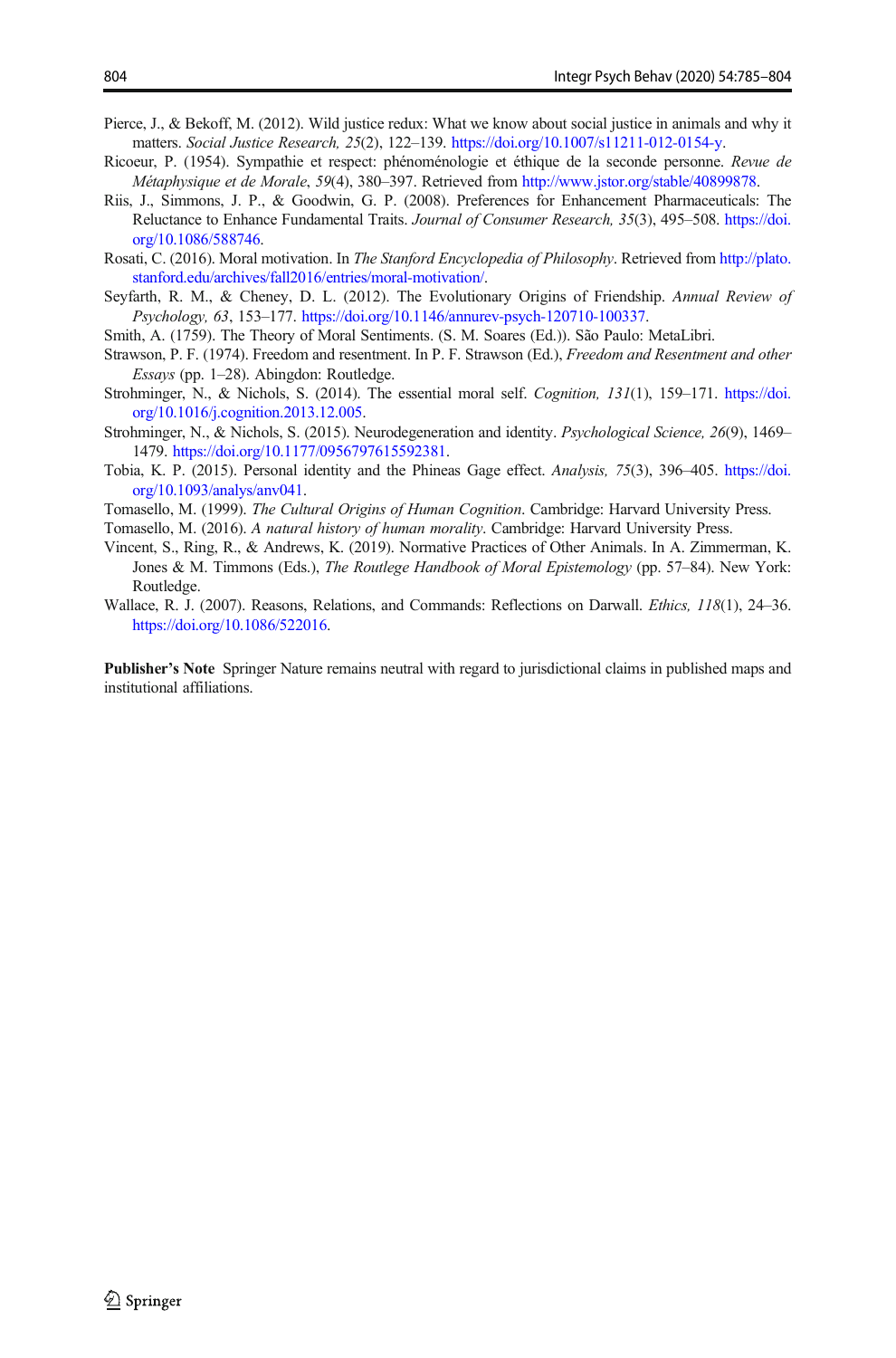Pierce, J., & Bekoff, M. (2012). Wild justice redux: What we know about social justice in animals and why it matters. *Social Justice Research, 25*(2), 122–139. https://doi.org/10.1007/s11211-012-0154-y.

Ricoeur, P. (1954). Sympathie et respect: phénoménologie et éthique de la seconde personne. *Revue de Métaphysique et de Morale*, *59*(4), 380–397. Retrieved from http://www.jstor.org/stable/40899878.

Riis, J., Simmons, J. P., & Goodwin, G. P. (2008). Preferences for Enhancement Pharmaceuticals: The Reluctance to Enhance Fundamental Traits. *Journal of Consumer Research, 35*(3), 495–508. https://doi.org/10.1086/588746.

Rosati, C. (2016). Moral motivation. In *The Stanford Encyclopedia of Philosophy*. Retrieved from http://plato.stanford.edu/archives/fall2016/entries/moral-motivation/.

Seyfarth, R. M., & Cheney, D. L. (2012). The Evolutionary Origins of Friendship. *Annual Review of Psychology, 63*, 153–177. https://doi.org/10.1146/annurev-psych-120710-100337.

Smith, A. (1759). The Theory of Moral Sentiments. (S. M. Soares (Ed.)). São Paulo: MetaLibri.

Strawson, P. F. (1974). Freedom and resentment. In P. F. Strawson (Ed.), *Freedom and Resentment and other Essays* (pp. 1–28). Abingdon: Routledge.

Strohminger, N., & Nichols, S. (2014). The essential moral self. *Cognition, 131*(1), 159–171. https://doi.org/10.1016/j.cognition.2013.12.005.

Strohminger, N., & Nichols, S. (2015). Neurodegeneration and identity. *Psychological Science, 26*(9), 1469–1479. https://doi.org/10.1177/0956797615592381.

Tobia, K. P. (2015). Personal identity and the Phineas Gage effect. *Analysis, 75*(3), 396–405. https://doi.org/10.1093/analys/anv041.

Tomasello, M. (1999). *The Cultural Origins of Human Cognition*. Cambridge: Harvard University Press.

Tomasello, M. (2016). *A natural history of human morality*. Cambridge: Harvard University Press.

Vincent, S., Ring, R., & Andrews, K. (2019). Normative Practices of Other Animals. In A. Zimmerman, K. Jones & M. Timmons (Eds.), *The Routlege Handbook of Moral Epistemology* (pp. 57–84). New York: Routledge.

Wallace, R. J. (2007). Reasons, Relations, and Commands: Reflections on Darwall. *Ethics, 118*(1), 24–36. https://doi.org/10.1086/522016.

**Publisher's Note** Springer Nature remains neutral with regard to jurisdictional claims in published maps and institutional affiliations.